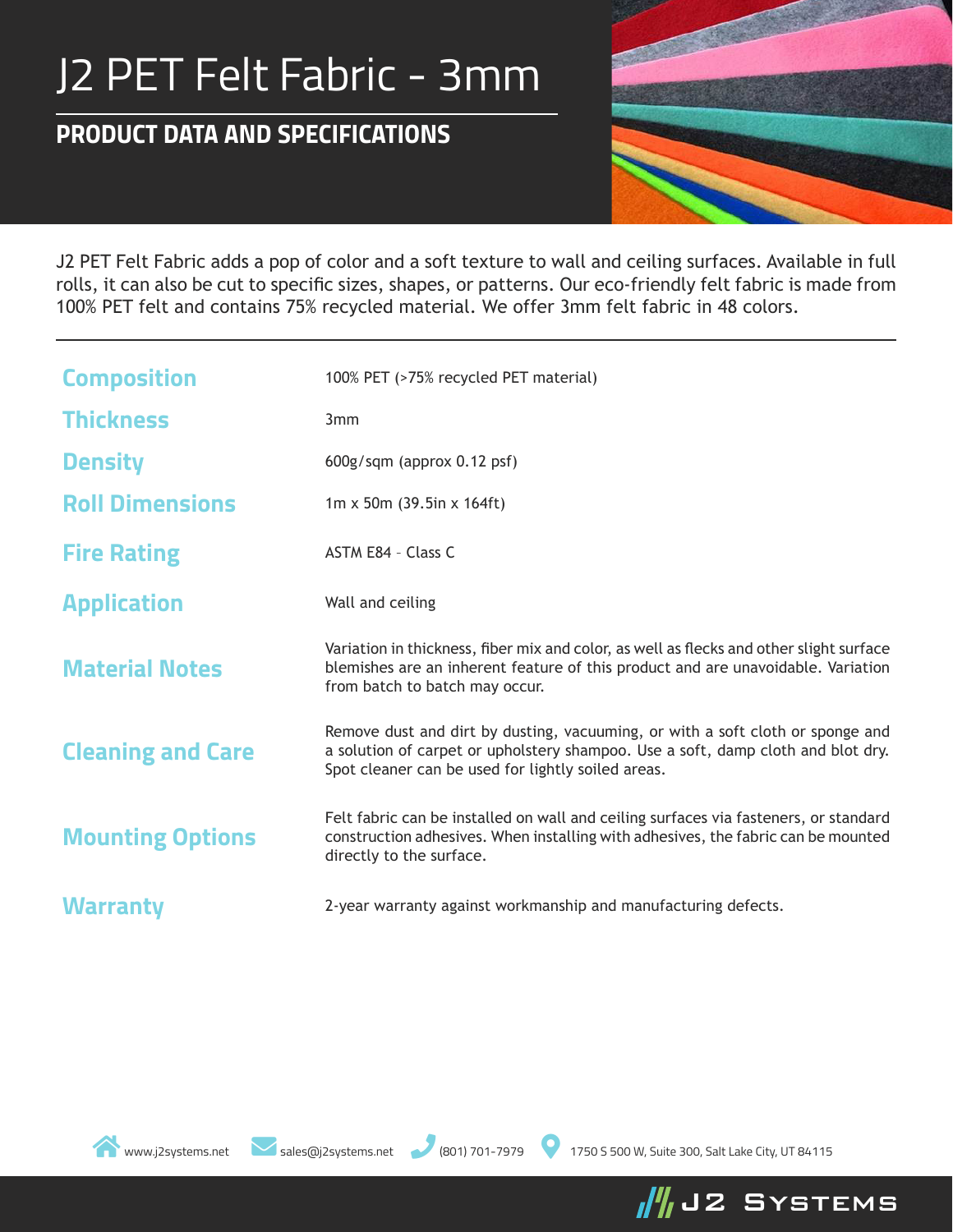# J2 PET Felt Fabric - 3mm

## PRODUCT DATA AND SPECIFICATIONS

J2 PET Felt Fabric adds a pop of color and a soft texture to wall and ceiling surfaces. Available in full rolls, it can also be cut to specific sizes, shapes, or patterns. Our eco-friendly felt fabric is made from 100% PET felt and contains 75% recycled material. We offer 3mm felt fabric in 48 colors.

| | |
|---|---|
| **Composition** | 100% PET (>75% recycled PET material) |
| **Thickness** | 3mm |
| **Density** | 600g/sqm (approx 0.12 psf) |
| **Roll Dimensions** | 1m x 50m (39.5in x 164ft) |
| **Fire Rating** | ASTM E84 – Class C |
| **Application** | Wall and ceiling |
| **Material Notes** | Variation in thickness, fiber mix and color, as well as flecks and other slight surface blemishes are an inherent feature of this product and are unavoidable. Variation from batch to batch may occur. |
| **Cleaning and Care** | Remove dust and dirt by dusting, vacuuming, or with a soft cloth or sponge and a solution of carpet or upholstery shampoo. Use a soft, damp cloth and blot dry. Spot cleaner can be used for lightly soiled areas. |
| **Mounting Options** | Felt fabric can be installed on wall and ceiling surfaces via fasteners, or standard construction adhesives. When installing with adhesives, the fabric can be mounted directly to the surface. |
| **Warranty** | 2-year warranty against workmanship and manufacturing defects. |

www.j2systems.net   sales@j2systems.net   (801) 701-7979   1750 S 500 W, Suite 300, Salt Lake City, UT 84115

J2 SYSTEMS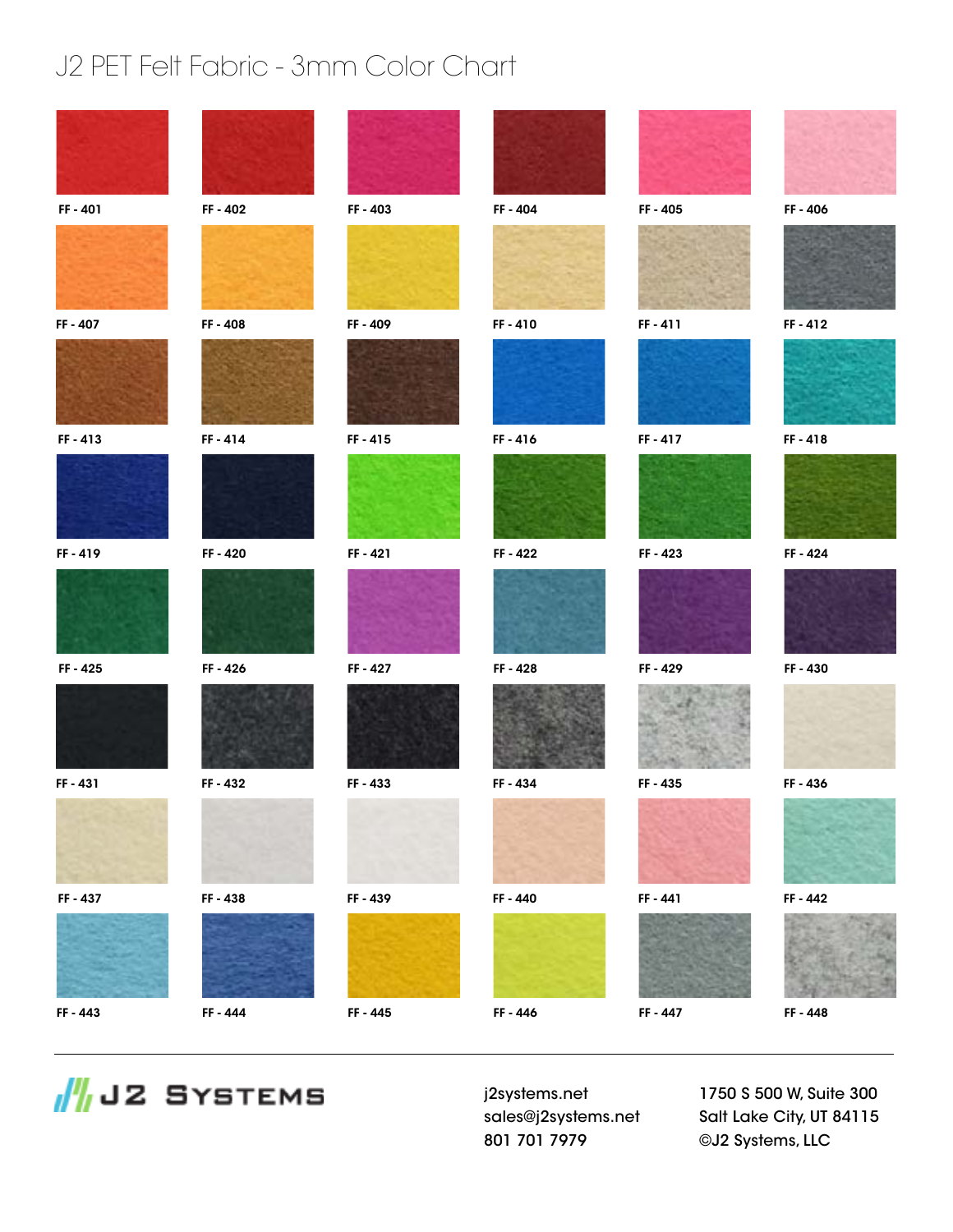# J2 PET Felt Fabric - 3mm Color Chart

| | | | | | |
|---|---|---|---|---|---|
| FF - 401 | FF - 402 | FF - 403 | FF - 404 | FF - 405 | FF - 406 |
| FF - 407 | FF - 408 | FF - 409 | FF - 410 | FF - 411 | FF - 412 |
| FF - 413 | FF - 414 | FF - 415 | FF - 416 | FF - 417 | FF - 418 |
| FF - 419 | FF - 420 | FF - 421 | FF - 422 | FF - 423 | FF - 424 |
| FF - 425 | FF - 426 | FF - 427 | FF - 428 | FF - 429 | FF - 430 |
| FF - 431 | FF - 432 | FF - 433 | FF - 434 | FF - 435 | FF - 436 |
| FF - 437 | FF - 438 | FF - 439 | FF - 440 | FF - 441 | FF - 442 |
| FF - 443 | FF - 444 | FF - 445 | FF - 446 | FF - 447 | FF - 448 |

J2 Systems

j2systems.net
sales@j2systems.net
801 701 7979

1750 S 500 W, Suite 300
Salt Lake City, UT 84115
©J2 Systems, LLC